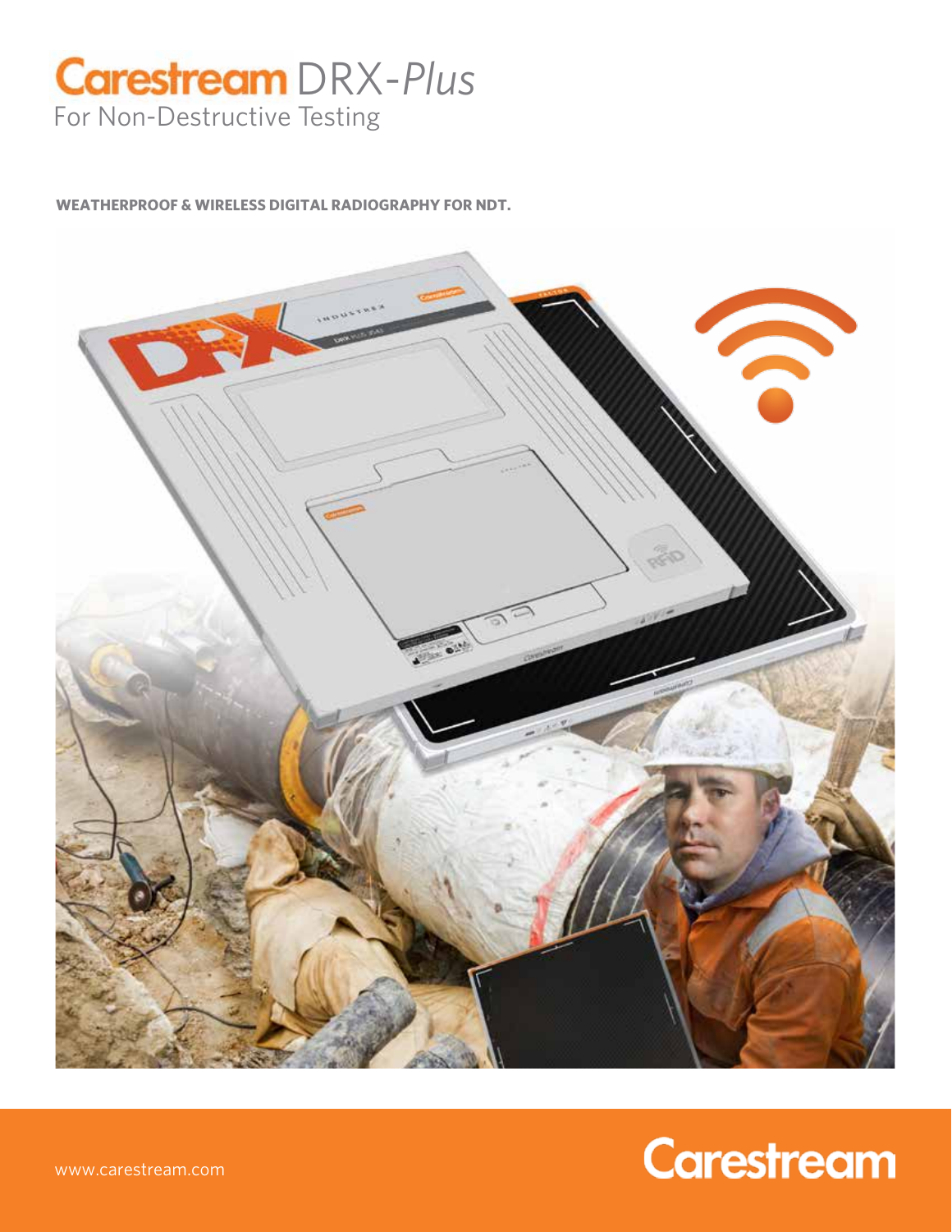# Carestream DRX-*Plus*

For Non-Destructive Testing

**WEATHERPROOF & WIRELESS DIGITAL RADIOGRAPHY FOR NDT.**

www.carestream.com

Carestream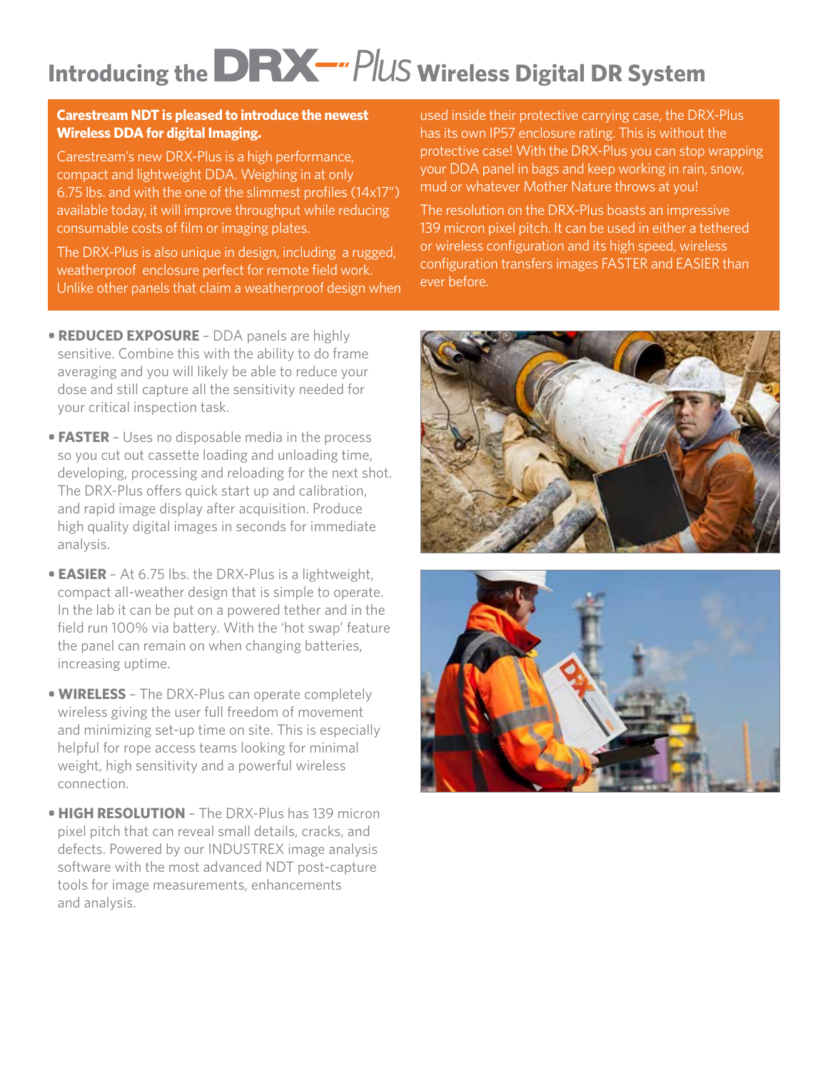# Introducing the DRX-Plus Wireless Digital DR System

**Carestream NDT is pleased to introduce the newest Wireless DDA for digital Imaging.**

Carestream's new DRX-Plus is a high performance, compact and lightweight DDA. Weighing in at only 6.75 lbs. and with the one of the slimmest profiles (14x17") available today, it will improve throughput while reducing consumable costs of film or imaging plates.

The DRX-Plus is also unique in design, including a rugged, weatherproof enclosure perfect for remote field work. Unlike other panels that claim a weatherproof design when used inside their protective carrying case, the DRX-Plus has its own IP57 enclosure rating. This is without the protective case! With the DRX-Plus you can stop wrapping your DDA panel in bags and keep working in rain, snow, mud or whatever Mother Nature throws at you!

The resolution on the DRX-Plus boasts an impressive 139 micron pixel pitch. It can be used in either a tethered or wireless configuration and its high speed, wireless configuration transfers images FASTER and EASIER than ever before.

- **REDUCED EXPOSURE** – DDA panels are highly sensitive. Combine this with the ability to do frame averaging and you will likely be able to reduce your dose and still capture all the sensitivity needed for your critical inspection task.
- **FASTER** – Uses no disposable media in the process so you cut out cassette loading and unloading time, developing, processing and reloading for the next shot. The DRX-Plus offers quick start up and calibration, and rapid image display after acquisition. Produce high quality digital images in seconds for immediate analysis.
- **EASIER** – At 6.75 lbs. the DRX-Plus is a lightweight, compact all-weather design that is simple to operate. In the lab it can be put on a powered tether and in the field run 100% via battery. With the 'hot swap' feature the panel can remain on when changing batteries, increasing uptime.
- **WIRELESS** – The DRX-Plus can operate completely wireless giving the user full freedom of movement and minimizing set-up time on site. This is especially helpful for rope access teams looking for minimal weight, high sensitivity and a powerful wireless connection.
- **HIGH RESOLUTION** – The DRX-Plus has 139 micron pixel pitch that can reveal small details, cracks, and defects. Powered by our INDUSTREX image analysis software with the most advanced NDT post-capture tools for image measurements, enhancements and analysis.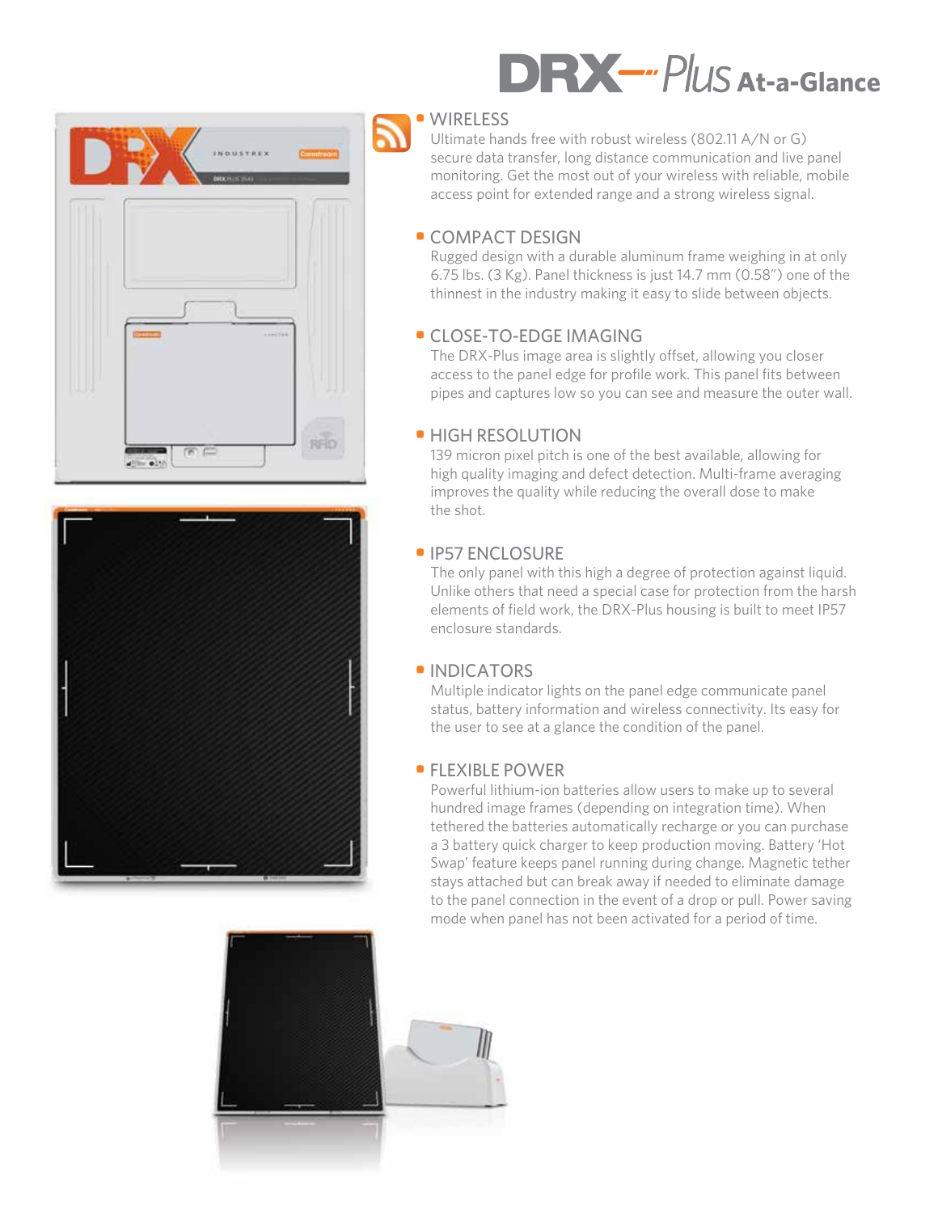# DRX-Plus At-a-Glance

## WIRELESS

Ultimate hands free with robust wireless (802.11 A/N or G) secure data transfer, long distance communication and live panel monitoring. Get the most out of your wireless with reliable, mobile access point for extended range and a strong wireless signal.

## COMPACT DESIGN

Rugged design with a durable aluminum frame weighing in at only 6.75 lbs. (3 Kg). Panel thickness is just 14.7 mm (0.58") one of the thinnest in the industry making it easy to slide between objects.

## CLOSE-TO-EDGE IMAGING

The DRX-Plus image area is slightly offset, allowing you closer access to the panel edge for profile work. This panel fits between pipes and captures low so you can see and measure the outer wall.

## HIGH RESOLUTION

139 micron pixel pitch is one of the best available, allowing for high quality imaging and defect detection. Multi-frame averaging improves the quality while reducing the overall dose to make the shot.

## IP57 ENCLOSURE

The only panel with this high a degree of protection against liquid. Unlike others that need a special case for protection from the harsh elements of field work, the DRX-Plus housing is built to meet IP57 enclosure standards.

## INDICATORS

Multiple indicator lights on the panel edge communicate panel status, battery information and wireless connectivity. Its easy for the user to see at a glance the condition of the panel.

## FLEXIBLE POWER

Powerful lithium-ion batteries allow users to make up to several hundred image frames (depending on integration time). When tethered the batteries automatically recharge or you can purchase a 3 battery quick charger to keep production moving. Battery 'Hot Swap' feature keeps panel running during change. Magnetic tether stays attached but can break away if needed to eliminate damage to the panel connection in the event of a drop or pull. Power saving mode when panel has not been activated for a period of time.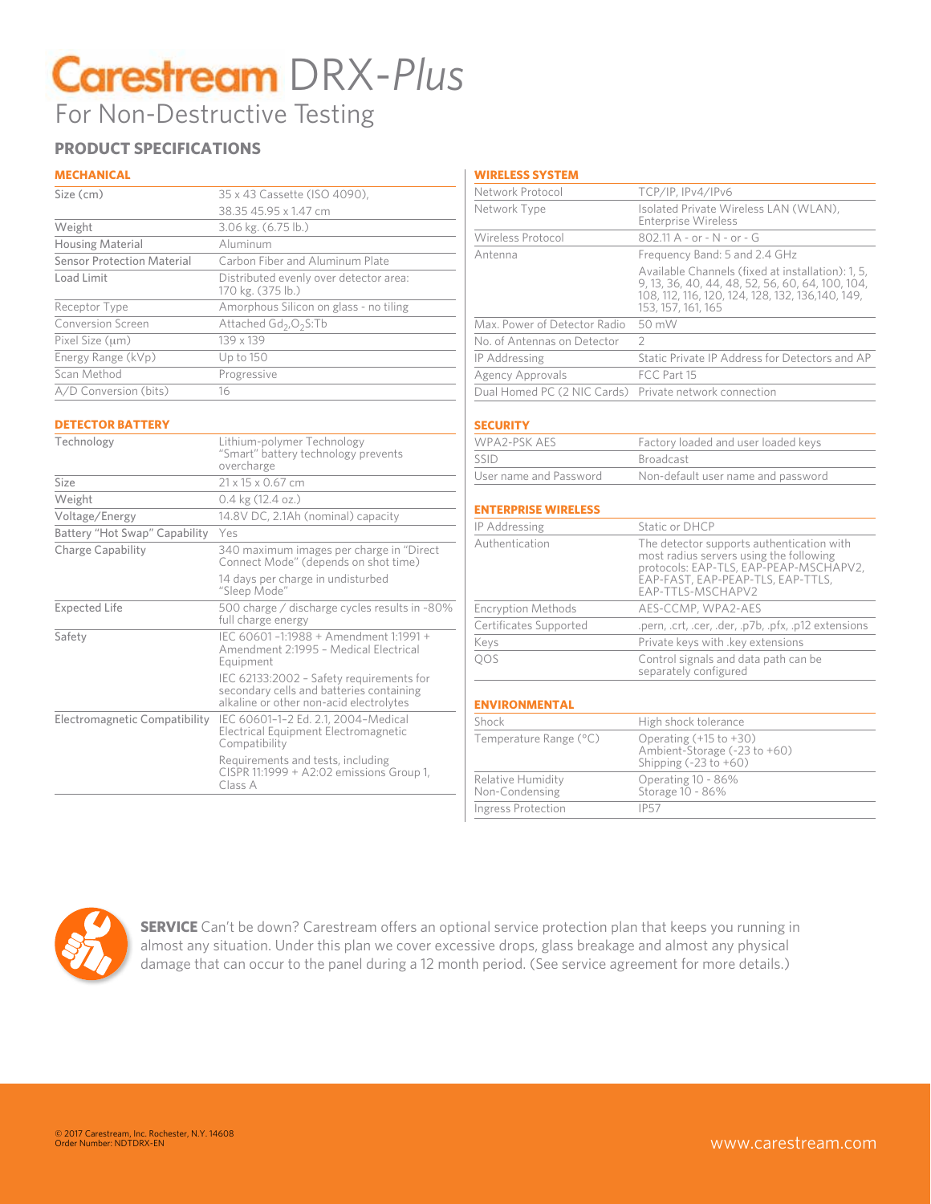# Carestream DRX-*Plus*

## For Non-Destructive Testing

### PRODUCT SPECIFICATIONS

#### MECHANICAL

| | |
|---|---|
| Size (cm) | 35 x 43 Cassette (ISO 4090), 38.35 45.95 x 1.47 cm |
| Weight | 3.06 kg. (6.75 lb.) |
| Housing Material | Aluminum |
| Sensor Protection Material | Carbon Fiber and Aluminum Plate |
| Load Limit | Distributed evenly over detector area: 170 kg. (375 lb.) |
| Receptor Type | Amorphous Silicon on glass - no tiling |
| Conversion Screen | Attached $Gd_2O_2S$:Tb |
| Pixel Size (μm) | 139 x 139 |
| Energy Range (kVp) | Up to 150 |
| Scan Method | Progressive |
| A/D Conversion (bits) | 16 |

#### DETECTOR BATTERY

| | |
|---|---|
| Technology | Lithium-polymer Technology "Smart" battery technology prevents overcharge |
| Size | 21 x 15 x 0.67 cm |
| Weight | 0.4 kg (12.4 oz.) |
| Voltage/Energy | 14.8V DC, 2.1Ah (nominal) capacity |
| Battery "Hot Swap" Capability | Yes |
| Charge Capability | 340 maximum images per charge in "Direct Connect Mode" (depends on shot time)<br>14 days per charge in undisturbed "Sleep Mode" |
| Expected Life | 500 charge / discharge cycles results in ~80% full charge energy |
| Safety | IEC 60601 -1:1988 + Amendment 1:1991 + Amendment 2:1995 - Medical Electrical Equipment<br>IEC 62133:2002 - Safety requirements for secondary cells and batteries containing alkaline or other non-acid electrolytes |
| Electromagnetic Compatibility | IEC 60601-1-2 Ed. 2.1, 2004-Medical Electrical Equipment Electromagnetic Compatibility<br>Requirements and tests, including CISPR 11:1999 + A2:02 emissions Group 1, Class A |

#### WIRELESS SYSTEM

| | |
|---|---|
| Network Protocol | TCP/IP, IPv4/IPv6 |
| Network Type | Isolated Private Wireless LAN (WLAN), Enterprise Wireless |
| Wireless Protocol | 802.11 A - or - N - or - G |
| Antenna | Frequency Band: 5 and 2.4 GHz<br>Available Channels (fixed at installation): 1, 5, 9, 13, 36, 40, 44, 48, 52, 56, 60, 64, 100, 104, 108, 112, 116, 120, 124, 128, 132, 136,140, 149, 153, 157, 161, 165 |
| Max. Power of Detector Radio | 50 mW |
| No. of Antennas on Detector | 2 |
| IP Addressing | Static Private IP Address for Detectors and AP |
| Agency Approvals | FCC Part 15 |
| Dual Homed PC (2 NIC Cards) | Private network connection |

#### SECURITY

| | |
|---|---|
| WPA2-PSK AES | Factory loaded and user loaded keys |
| SSID | Broadcast |
| User name and Password | Non-default user name and password |

#### ENTERPRISE WIRELESS

| | |
|---|---|
| IP Addressing | Static or DHCP |
| Authentication | The detector supports authentication with most radius servers using the following protocols: EAP-TLS, EAP-PEAP-MSCHAPV2, EAP-FAST, EAP-PEAP-TLS, EAP-TTLS, EAP-TTLS-MSCHAPV2 |
| Encryption Methods | AES-CCMP, WPA2-AES |
| Certificates Supported | .pern, .crt, .cer, .der, .p7b, .pfx, .p12 extensions |
| Keys | Private keys with .key extensions |
| QOS | Control signals and data path can be separately configured |

#### ENVIRONMENTAL

| | |
|---|---|
| Shock | High shock tolerance |
| Temperature Range (°C) | Operating (+15 to +30)<br>Ambient-Storage (-23 to +60)<br>Shipping (-23 to +60) |
| Relative Humidity Non-Condensing | Operating 10 - 86%<br>Storage 10 - 86% |
| Ingress Protection | IP57 |

**SERVICE** Can't be down? Carestream offers an optional service protection plan that keeps you running in almost any situation. Under this plan we cover excessive drops, glass breakage and almost any physical damage that can occur to the panel during a 12 month period. (See service agreement for more details.)

© 2017 Carestream, Inc. Rochester, N.Y. 14608
Order Number: NDTDRX-EN

www.carestream.com